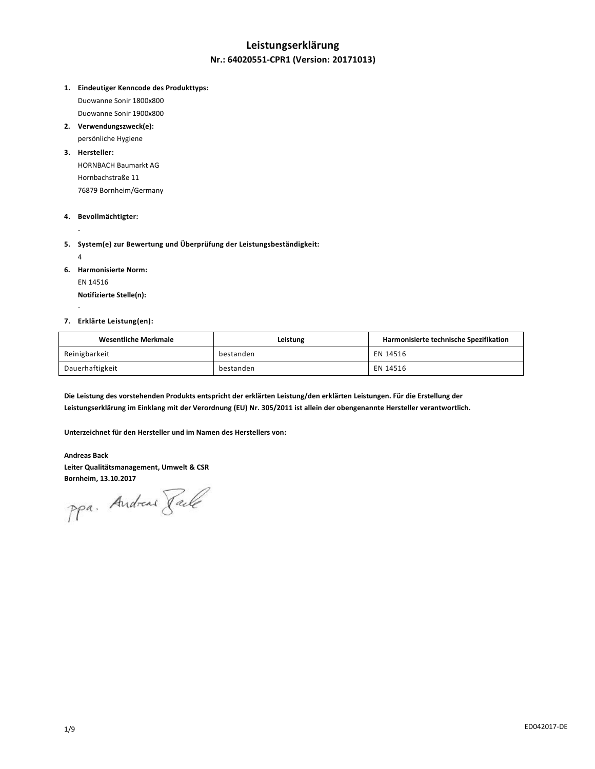# Leistungserklärung

## Nr.: 64020551-CPR1 (Version: 20171013)

1. **Eindeutiger Kenncode des Produkttyps:**
   Duowanne Sonir 1800x800
   Duowanne Sonir 1900x800
2. **Verwendungszweck(e):**
   persönliche Hygiene
3. **Hersteller:**
   HORNBACH Baumarkt AG
   Hornbachstraße 11
   76879 Bornheim/Germany
4. **Bevollmächtigter:**
   -
5. **System(e) zur Bewertung und Überprüfung der Leistungsbeständigkeit:**
   4
6. **Harmonisierte Norm:**
   EN 14516
   **Notifizierte Stelle(n):**
   -
7. **Erklärte Leistung(en):**

| Wesentliche Merkmale | Leistung | Harmonisierte technische Spezifikation |
|---|---|---|
| Reinigbarkeit | bestanden | EN 14516 |
| Dauerhaftigkeit | bestanden | EN 14516 |

**Die Leistung des vorstehenden Produkts entspricht der erklärten Leistung/den erklärten Leistungen. Für die Erstellung der Leistungserklärung im Einklang mit der Verordnung (EU) Nr. 305/2011 ist allein der obengenannte Hersteller verantwortlich.**

**Unterzeichnet für den Hersteller und im Namen des Herstellers von:**

**Andreas Back**
**Leiter Qualitätsmanagement, Umwelt & CSR**
**Bornheim, 13.10.2017**

ppa. Andreas Back

ED042017-DE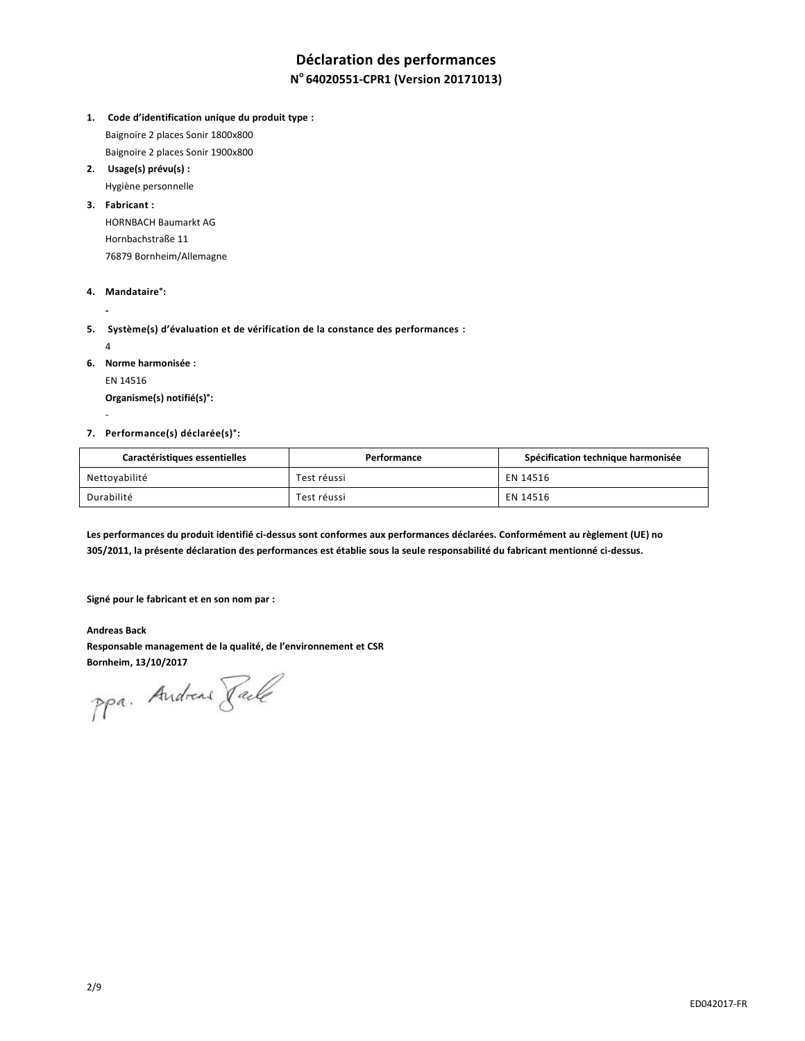# Déclaration des performances

## N° 64020551-CPR1 (Version 20171013)

1. **Code d'identification unique du produit type :**
   Baignoire 2 places Sonir 1800x800
   Baignoire 2 places Sonir 1900x800
2. **Usage(s) prévu(s) :**
   Hygiène personnelle
3. **Fabricant :**
   HORNBACH Baumarkt AG
   Hornbachstraße 11
   76879 Bornheim/Allemagne
4. **Mandataire°:**
   -
5. **Système(s) d'évaluation et de vérification de la constance des performances :**
   4
6. **Norme harmonisée :**
   EN 14516
   **Organisme(s) notifié(s)°:**
   -
7. **Performance(s) déclarée(s)°:**

| Caractéristiques essentielles | Performance | Spécification technique harmonisée |
| --- | --- | --- |
| Nettoyabilité | Test réussi | EN 14516 |
| Durabilité | Test réussi | EN 14516 |

**Les performances du produit identifié ci-dessus sont conformes aux performances déclarées. Conformément au règlement (UE) no 305/2011, la présente déclaration des performances est établie sous la seule responsabilité du fabricant mentionné ci-dessus.**

**Signé pour le fabricant et en son nom par :**

**Andreas Back**
**Responsable management de la qualité, de l'environnement et CSR**
**Bornheim, 13/10/2017**

ppa. Andreas Back

ED042017-FR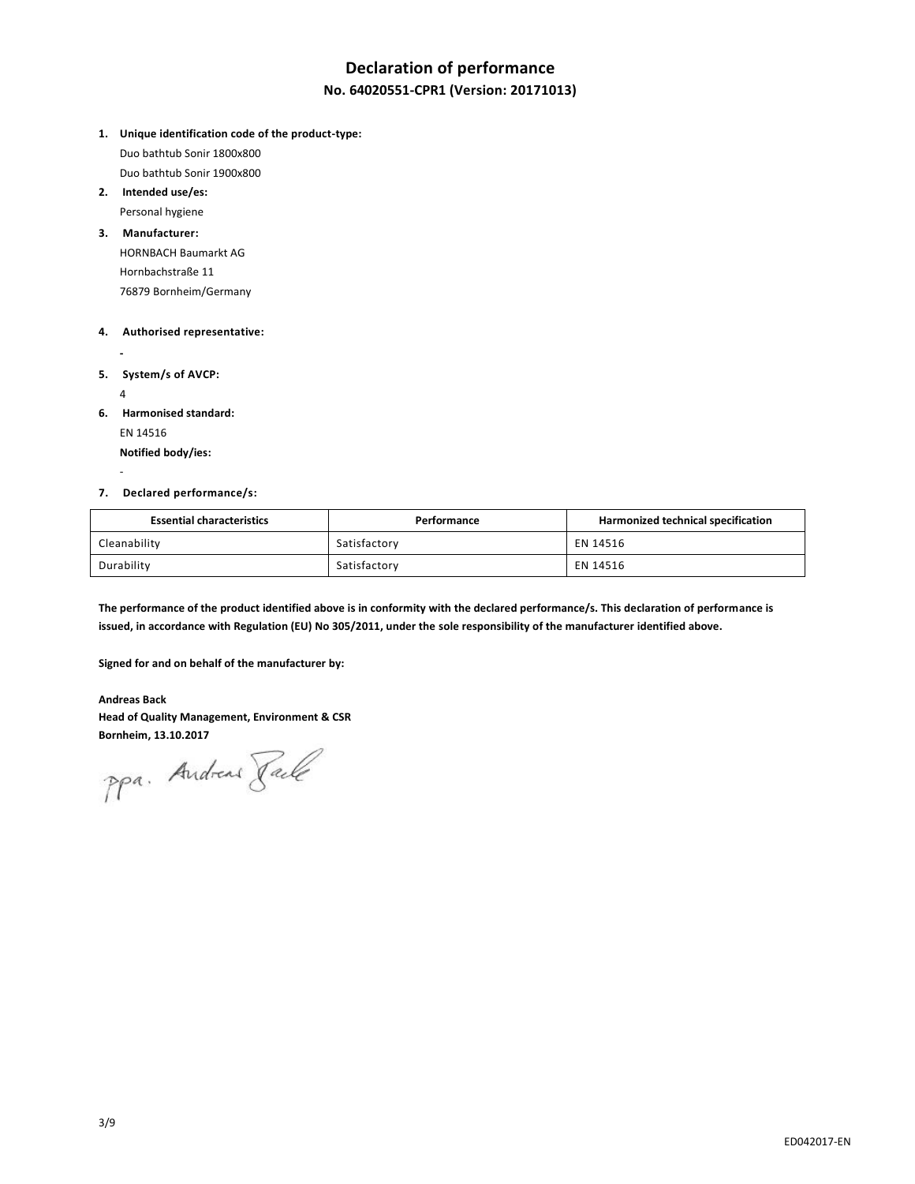# Declaration of performance

## No. 64020551-CPR1 (Version: 20171013)

1. **Unique identification code of the product-type:**
   Duo bathtub Sonir 1800x800
   Duo bathtub Sonir 1900x800
2. **Intended use/es:**
   Personal hygiene
3. **Manufacturer:**
   HORNBACH Baumarkt AG
   Hornbachstraße 11
   76879 Bornheim/Germany

4. **Authorised representative:**
   -
5. **System/s of AVCP:**
   4
6. **Harmonised standard:**
   EN 14516
   **Notified body/ies:**
   -
7. **Declared performance/s:**

| Essential characteristics | Performance | Harmonized technical specification |
|---|---|---|
| Cleanability | Satisfactory | EN 14516 |
| Durability | Satisfactory | EN 14516 |

**The performance of the product identified above is in conformity with the declared performance/s. This declaration of performance is issued, in accordance with Regulation (EU) No 305/2011, under the sole responsibility of the manufacturer identified above.**

**Signed for and on behalf of the manufacturer by:**

**Andreas Back**
**Head of Quality Management, Environment & CSR**
**Bornheim, 13.10.2017**

ppa. Andreas Back

ED042017-EN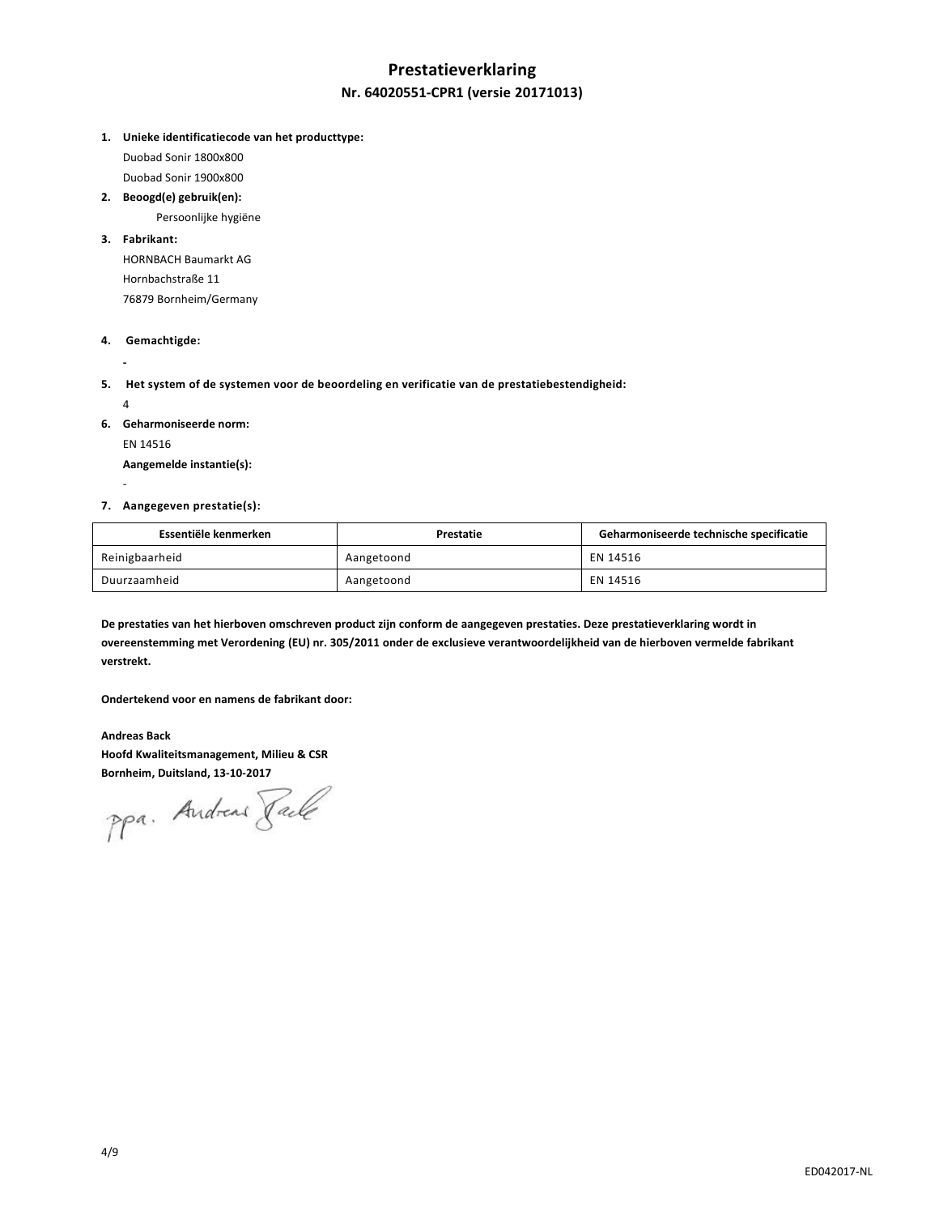# Prestatieverklaring

## Nr. 64020551-CPR1 (versie 20171013)

1. **Unieke identificatiecode van het producttype:**
   Duobad Sonir 1800x800
   Duobad Sonir 1900x800
2. **Beoogd(e) gebruik(en):**
   Persoonlijke hygiëne
3. **Fabrikant:**
   HORNBACH Baumarkt AG
   Hornbachstraße 11
   76879 Bornheim/Germany
4. **Gemachtigde:**
   -
5. **Het system of de systemen voor de beoordeling en verificatie van de prestatiebestendigheid:**
   4
6. **Geharmoniseerde norm:**
   EN 14516
   **Aangemelde instantie(s):**
   -
7. **Aangegeven prestatie(s):**

| Essentiële kenmerken | Prestatie | Geharmoniseerde technische specificatie |
|---|---|---|
| Reinigbaarheid | Aangetoond | EN 14516 |
| Duurzaamheid | Aangetoond | EN 14516 |

**De prestaties van het hierboven omschreven product zijn conform de aangegeven prestaties. Deze prestatieverklaring wordt in overeenstemming met Verordening (EU) nr. 305/2011 onder de exclusieve verantwoordelijkheid van de hierboven vermelde fabrikant verstrekt.**

**Ondertekend voor en namens de fabrikant door:**

**Andreas Back**
**Hoofd Kwaliteitsmanagement, Milieu & CSR**
**Bornheim, Duitsland, 13-10-2017**

ppa. Andreas Back

ED042017-NL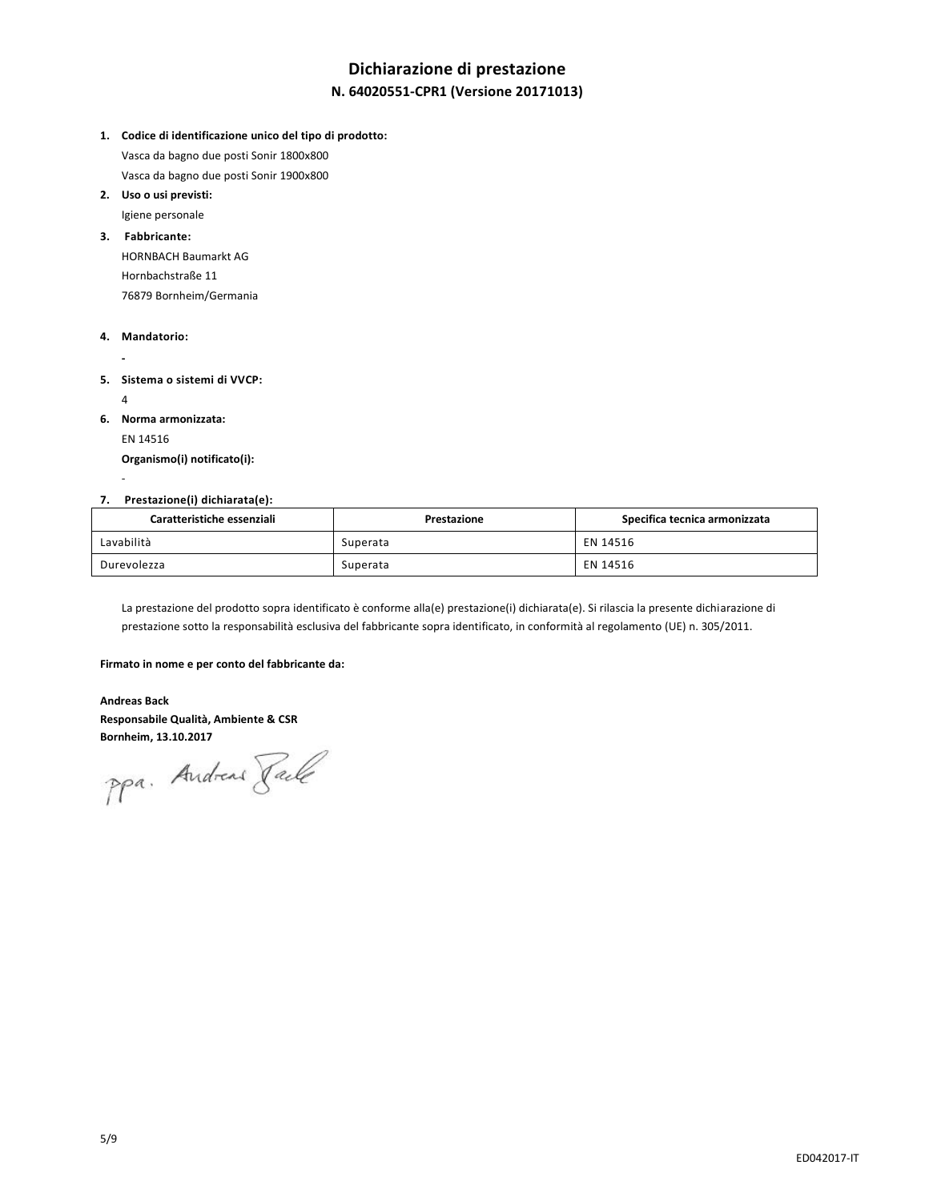# Dichiarazione di prestazione

## N. 64020551-CPR1 (Versione 20171013)

1. **Codice di identificazione unico del tipo di prodotto:**
   Vasca da bagno due posti Sonir 1800x800
   Vasca da bagno due posti Sonir 1900x800
2. **Uso o usi previsti:**
   Igiene personale
3. **Fabbricante:**
   HORNBACH Baumarkt AG
   Hornbachstraße 11
   76879 Bornheim/Germania
4. **Mandatorio:**
   -
5. **Sistema o sistemi di VVCP:**
   4
6. **Norma armonizzata:**
   EN 14516
   **Organismo(i) notificato(i):**
   -
7. **Prestazione(i) dichiarata(e):**

| Caratteristiche essenziali | Prestazione | Specifica tecnica armonizzata |
|---|---|---|
| Lavabilità | Superata | EN 14516 |
| Durevolezza | Superata | EN 14516 |

La prestazione del prodotto sopra identificato è conforme alla(e) prestazione(i) dichiarata(e). Si rilascia la presente dichiarazione di prestazione sotto la responsabilità esclusiva del fabbricante sopra identificato, in conformità al regolamento (UE) n. 305/2011.

**Firmato in nome e per conto del fabbricante da:**

**Andreas Back**
**Responsabile Qualità, Ambiente & CSR**
**Bornheim, 13.10.2017**

ppa. Andreas Back

ED042017-IT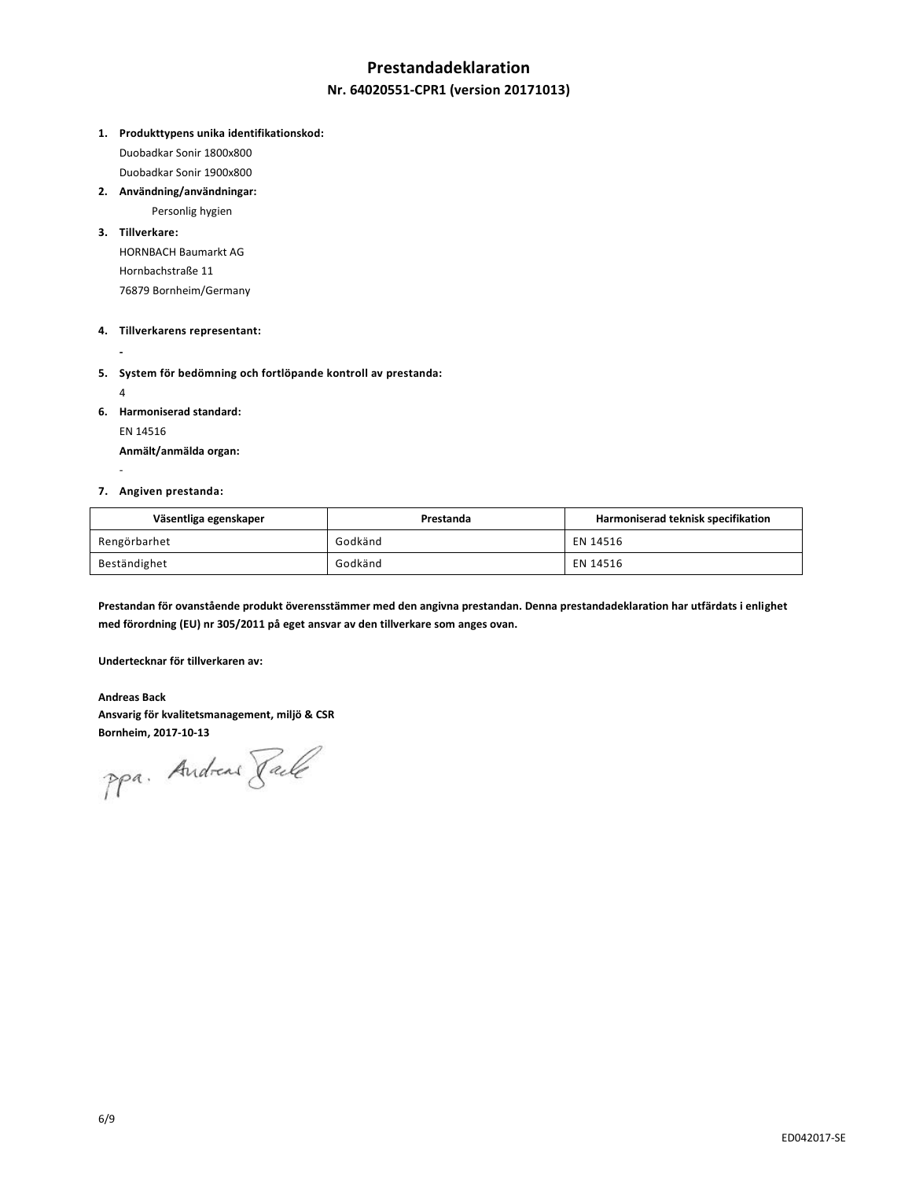# Prestandadeklaration

## Nr. 64020551-CPR1 (version 20171013)

1. **Produkttypens unika identifikationskod:**
   Duobadkar Sonir 1800x800
   Duobadkar Sonir 1900x800
2. **Användning/användningar:**
   Personlig hygien
3. **Tillverkare:**
   HORNBACH Baumarkt AG
   Hornbachstraße 11
   76879 Bornheim/Germany
4. **Tillverkarens representant:**
   -
5. **System för bedömning och fortlöpande kontroll av prestanda:**
   4
6. **Harmoniserad standard:**
   EN 14516
   **Anmält/anmälda organ:**
   -
7. **Angiven prestanda:**

| Väsentliga egenskaper | Prestanda | Harmoniserad teknisk specifikation |
|---|---|---|
| Rengörbarhet | Godkänd | EN 14516 |
| Beständighet | Godkänd | EN 14516 |

**Prestandan för ovanstående produkt överensstämmer med den angivna prestandan. Denna prestandadeklaration har utfärdats i enlighet med förordning (EU) nr 305/2011 på eget ansvar av den tillverkare som anges ovan.**

**Undertecknar för tillverkaren av:**

**Andreas Back**
**Ansvarig för kvalitetsmanagement, miljö & CSR**
**Bornheim, 2017-10-13**

ppa. Andreas Back

ED042017-SE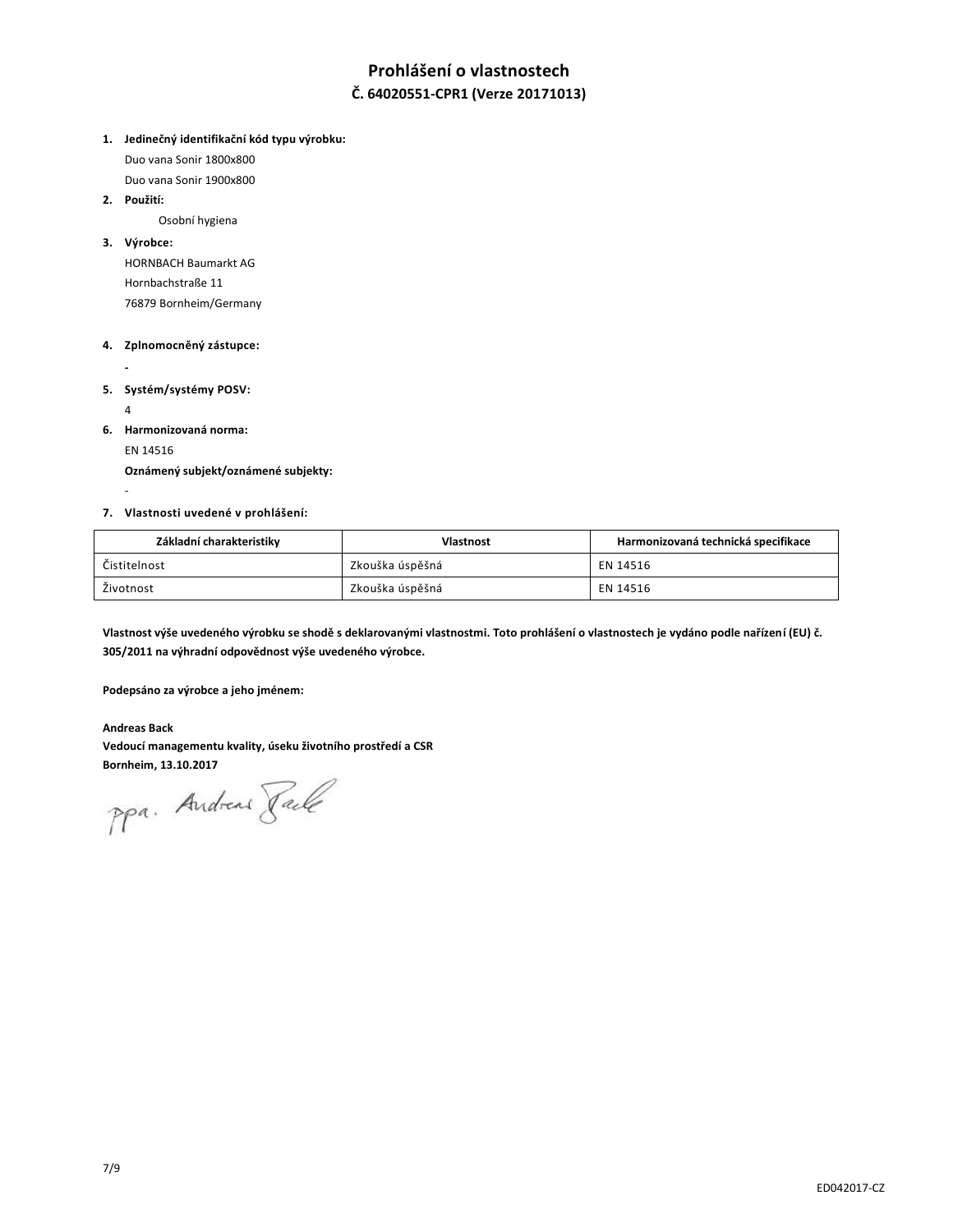# Prohlášení o vlastnostech

## Č. 64020551-CPR1 (Verze 20171013)

1. **Jedinečný identifikační kód typu výrobku:**
   Duo vana Sonir 1800x800
   Duo vana Sonir 1900x800
2. **Použití:**
   Osobní hygiena
3. **Výrobce:**
   HORNBACH Baumarkt AG
   Hornbachstraße 11
   76879 Bornheim/Germany
4. **Zplnomocněný zástupce:**
   -
5. **Systém/systémy POSV:**
   4
6. **Harmonizovaná norma:**
   EN 14516
   **Oznámený subjekt/oznámené subjekty:**
   -
7. **Vlastnosti uvedené v prohlášení:**

| Základní charakteristiky | Vlastnost | Harmonizovaná technická specifikace |
| --- | --- | --- |
| Čistitelnost | Zkouška úspěšná | EN 14516 |
| Životnost | Zkouška úspěšná | EN 14516 |

**Vlastnost výše uvedeného výrobku se shodě s deklarovanými vlastnostmi. Toto prohlášení o vlastnostech je vydáno podle nařízení (EU) č. 305/2011 na výhradní odpovědnost výše uvedeného výrobce.**

**Podepsáno za výrobce a jeho jménem:**

**Andreas Back**
**Vedoucí managementu kvality, úseku životního prostředí a CSR**
**Bornheim, 13.10.2017**

ppa. Andreas Back

ED042017-CZ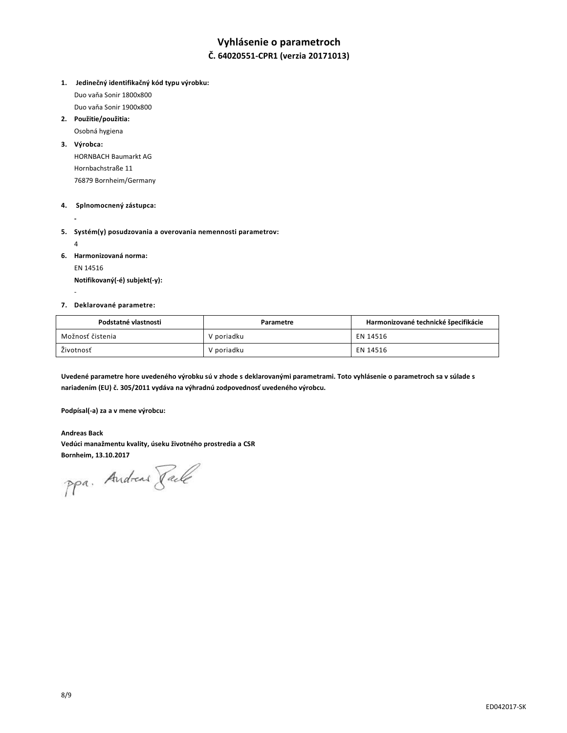# Vyhlásenie o parametroch

## Č. 64020551-CPR1 (verzia 20171013)

1. **Jedinečný identifikačný kód typu výrobku:**
   Duo vaňa Sonir 1800x800
   Duo vaňa Sonir 1900x800
2. **Použitie/použitia:**
   Osobná hygiena
3. **Výrobca:**
   HORNBACH Baumarkt AG
   Hornbachstraße 11
   76879 Bornheim/Germany
4. **Splnomocnený zástupca:**
   -
5. **Systém(y) posudzovania a overovania nemennosti parametrov:**
   4
6. **Harmonizovaná norma:**
   EN 14516
   **Notifikovaný(-é) subjekt(-y):**
   -
7. **Deklarované parametre:**

| Podstatné vlastnosti | Parametre | Harmonizované technické špecifikácie |
| --- | --- | --- |
| Možnosť čistenia | V poriadku | EN 14516 |
| Životnosť | V poriadku | EN 14516 |

**Uvedené parametre hore uvedeného výrobku sú v zhode s deklarovanými parametrami. Toto vyhlásenie o parametroch sa v súlade s nariadením (EU) č. 305/2011 vydáva na výhradnú zodpovednosť uvedeného výrobcu.**

**Podpísal(-a) za a v mene výrobcu:**

**Andreas Back**
**Vedúci manažmentu kvality, úseku životného prostredia a CSR**
**Bornheim, 13.10.2017**

ppa. Andreas Back

ED042017-SK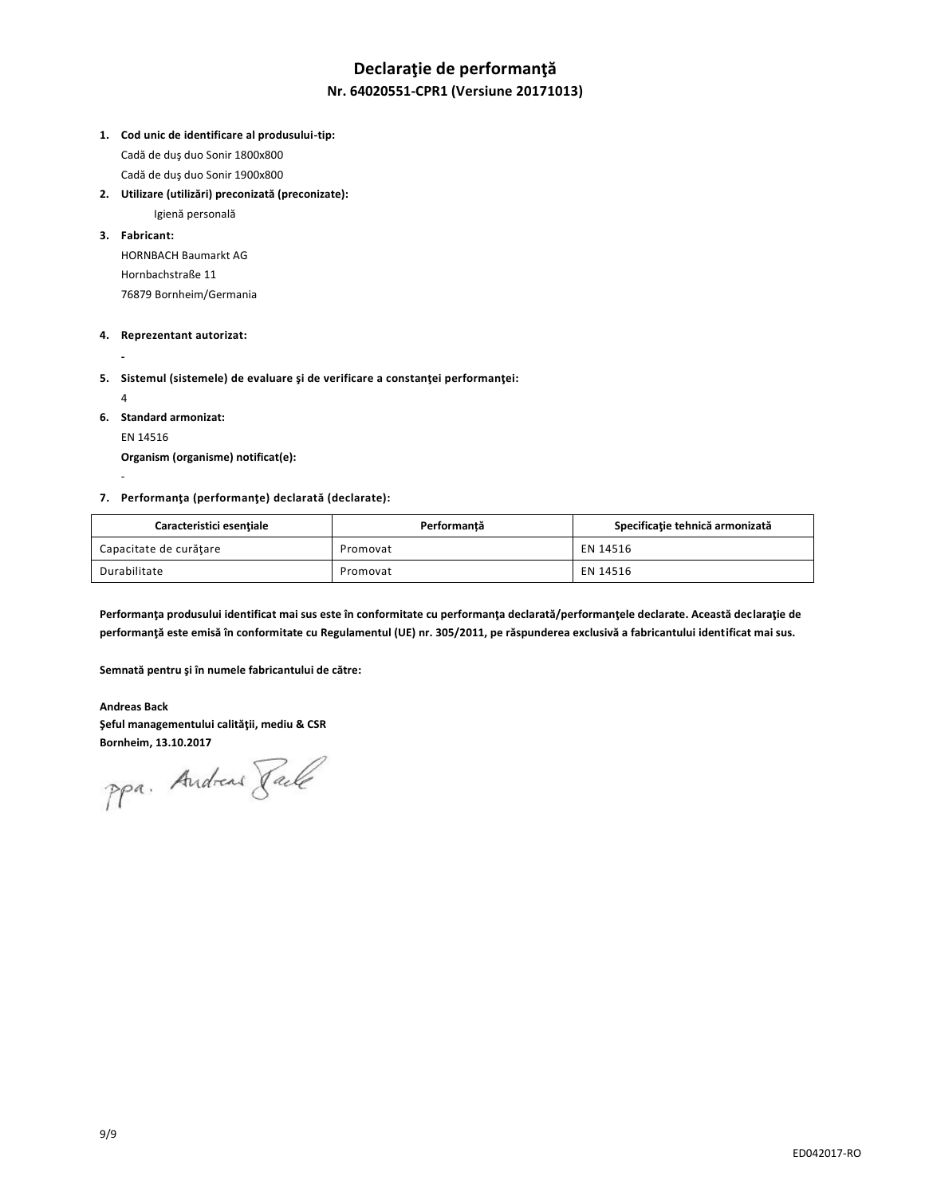# Declaraţie de performanţă

## Nr. 64020551-CPR1 (Versiune 20171013)

1. **Cod unic de identificare al produsului-tip:**
   Cadă de duş duo Sonir 1800x800
   Cadă de duş duo Sonir 1900x800
2. **Utilizare (utilizări) preconizată (preconizate):**
   Igienă personală
3. **Fabricant:**
   HORNBACH Baumarkt AG
   Hornbachstraße 11
   76879 Bornheim/Germania
4. **Reprezentant autorizat:**
   -
5. **Sistemul (sistemele) de evaluare şi de verificare a constanţei performanţei:**
   4
6. **Standard armonizat:**
   EN 14516
   **Organism (organisme) notificat(e):**
   -
7. **Performanţa (performanţe) declarată (declarate):**

| Caracteristici esenţiale | Performanță | Specificaţie tehnică armonizată |
|---|---|---|
| Capacitate de curăţare | Promovat | EN 14516 |
| Durabilitate | Promovat | EN 14516 |

**Performanţa produsului identificat mai sus este în conformitate cu performanţa declarată/performanţele declarate. Această declaraţie de performanţă este emisă în conformitate cu Regulamentul (UE) nr. 305/2011, pe răspunderea exclusivă a fabricantului identificat mai sus.**

**Semnată pentru şi în numele fabricantului de către:**

**Andreas Back**
**Şeful managementului calităţii, mediu & CSR**
**Bornheim, 13.10.2017**

ppa. Andreas Back

ED042017-RO